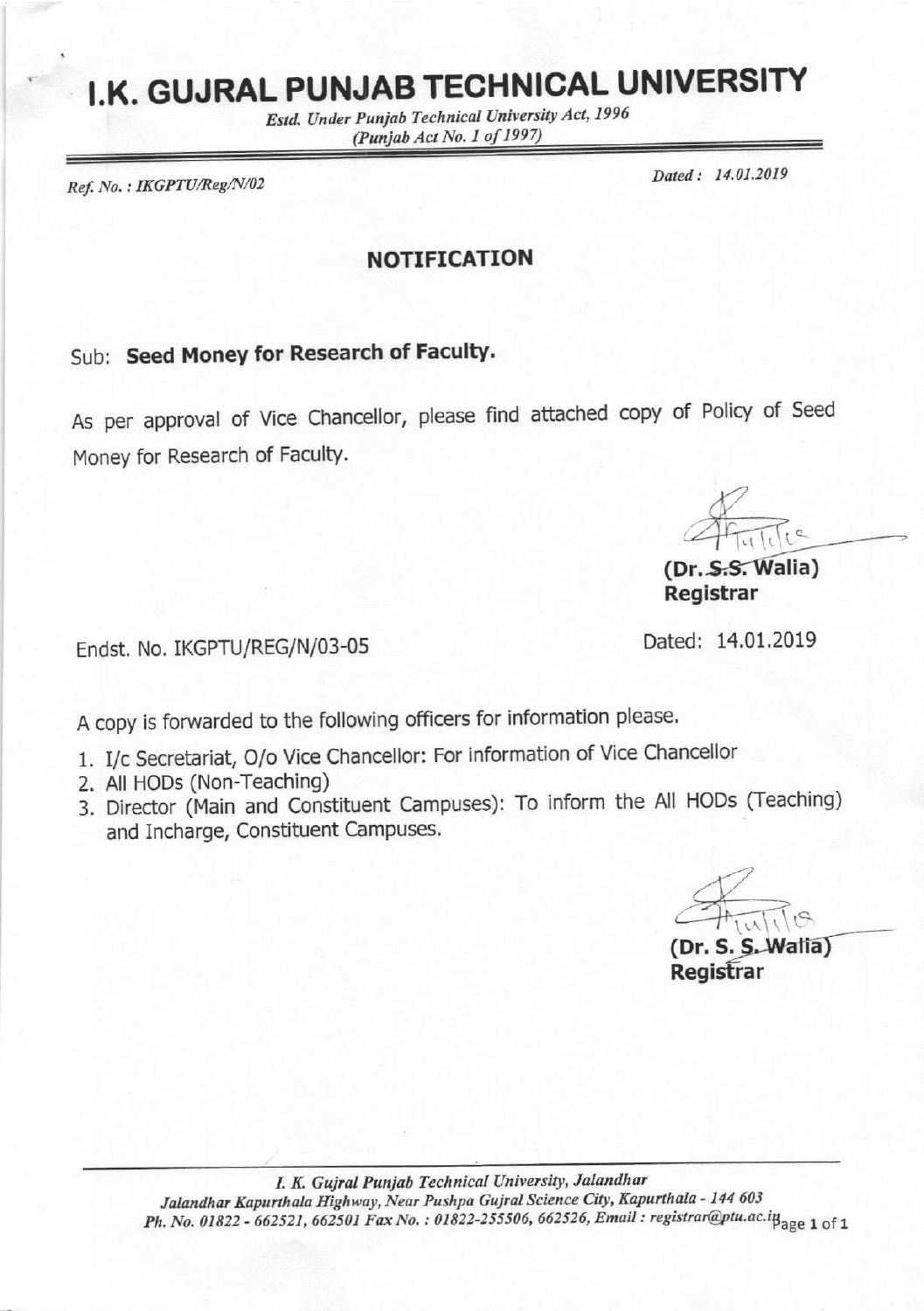# I.K. GUJRAL PUNJAB TECHNICAL UNIVERSITY

*Estd. Under Punjab Technical University Act, 1996*
*(Punjab Act No. 1 of 1997)*

*Ref. No. : IKGPTU/Reg/N/02* *Dated : 14.01.2019*

## NOTIFICATION

Sub: **Seed Money for Research of Faculty.**

As per approval of Vice Chancellor, please find attached copy of Policy of Seed Money for Research of Faculty.

**(Dr. S.S. Walia)**
**Registrar**

Endst. No. IKGPTU/REG/N/03-05 Dated: 14.01.2019

A copy is forwarded to the following officers for information please.

1. I/c Secretariat, O/o Vice Chancellor: For information of Vice Chancellor
2. All HODs (Non-Teaching)
3. Director (Main and Constituent Campuses): To inform the All HODs (Teaching) and Incharge, Constituent Campuses.

**(Dr. S. S. Walia)**
**Registrar**

*I. K. Gujral Punjab Technical University, Jalandhar*
*Jalandhar Kapurthala Highway, Near Pushpa Gujral Science City, Kapurthala - 144 603*
*Ph. No. 01822 - 662521, 662501 Fax No. : 01822-255506, 662526, Email : registrar@ptu.ac.in*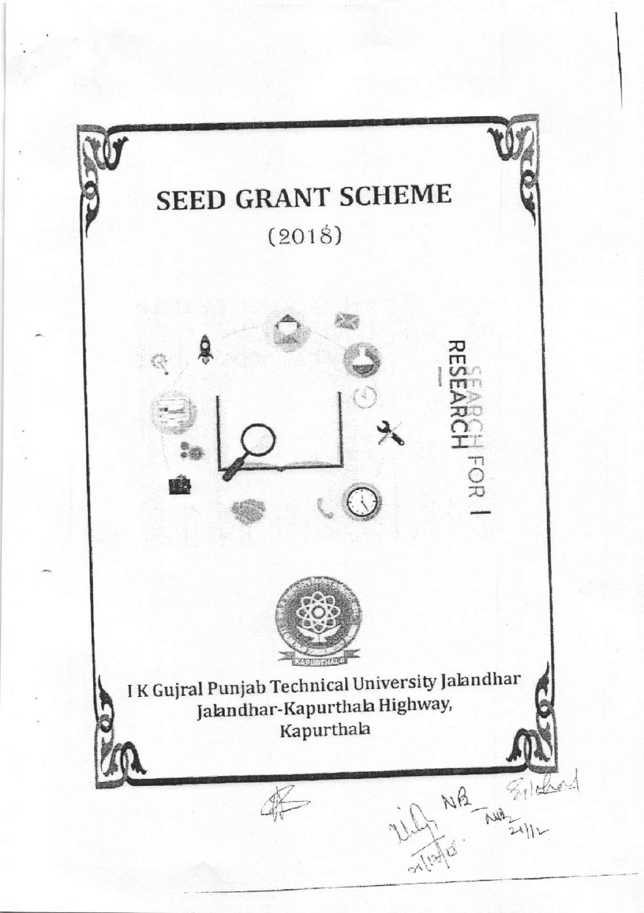# SEED GRANT SCHEME

(2018)

SEARCH FOR RESEARCH

I K Gujral Punjab Technical University Jalandhar
Jalandhar-Kapurthala Highway,
Kapurthala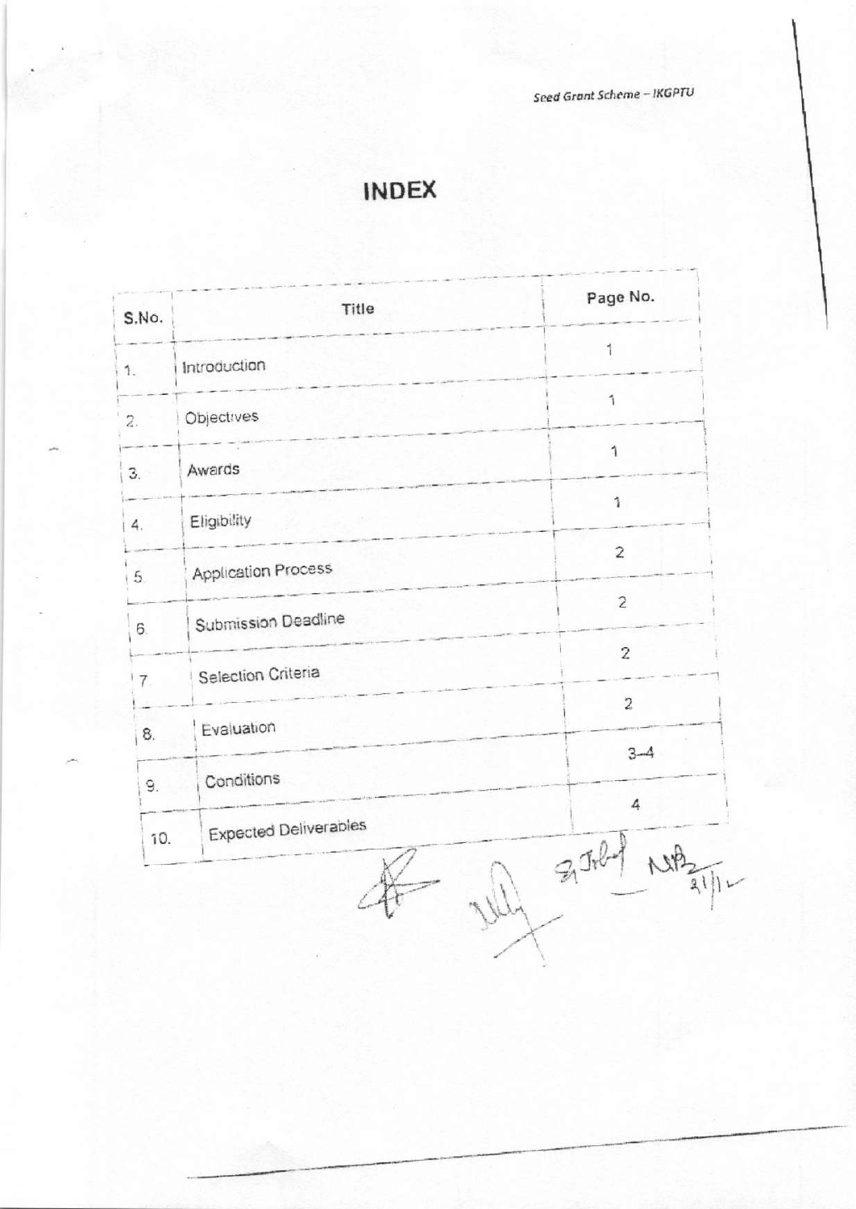# INDEX

| S.No. | Title | Page No. |
|---|---|---|
| 1. | Introduction | 1 |
| 2. | Objectives | 1 |
| 3. | Awards | 1 |
| 4. | Eligibility | 1 |
| 5. | Application Process | 2 |
| 6. | Submission Deadline | 2 |
| 7. | Selection Criteria | 2 |
| 8. | Evaluation | 2 |
| 9. | Conditions | 3–4 |
| 10. | Expected Deliverables | 4 |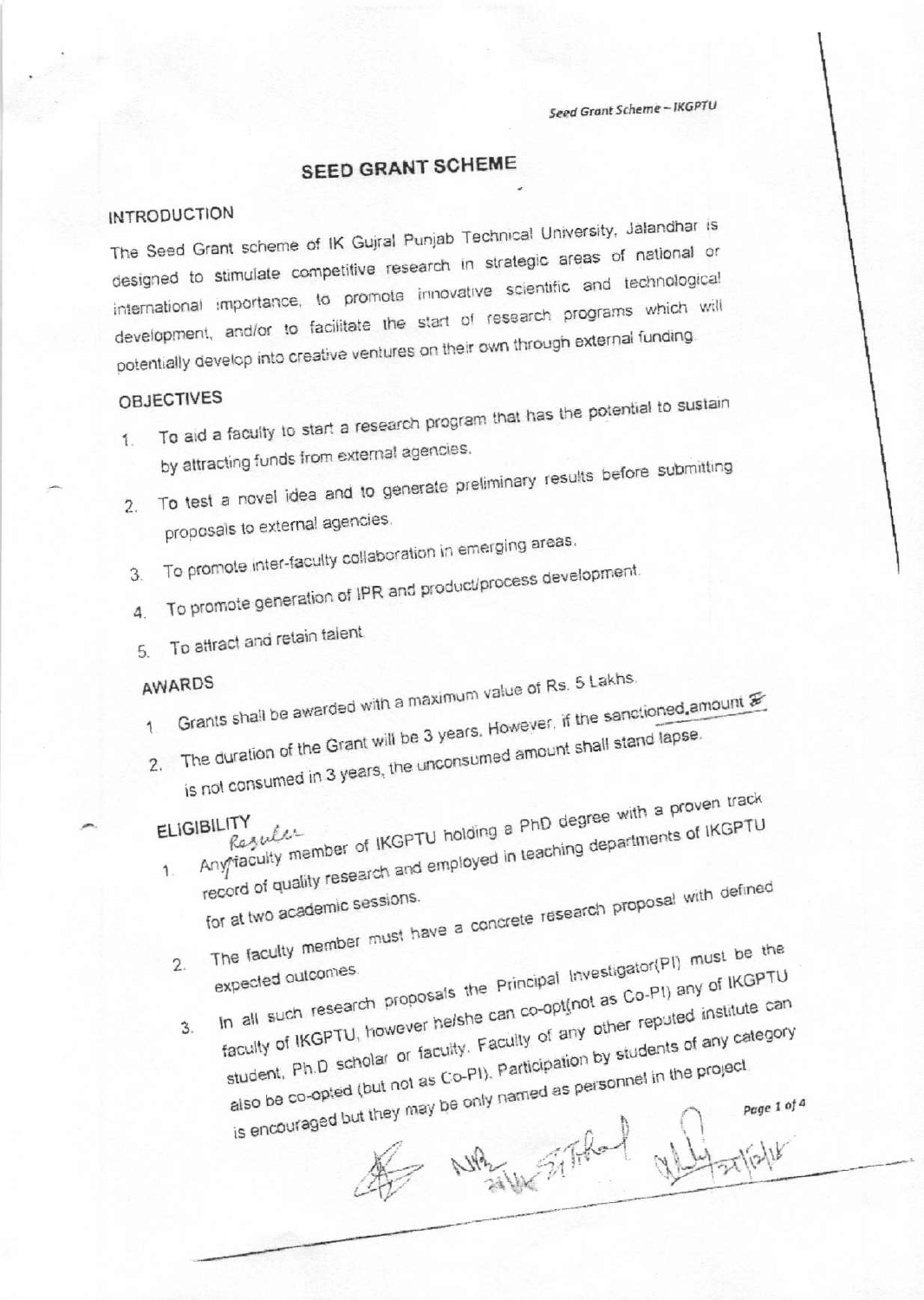# SEED GRANT SCHEME

## INTRODUCTION

The Seed Grant scheme of IK Gujral Punjab Technical University, Jalandhar is designed to stimulate competitive research in strategic areas of national or international importance, to promote innovative scientific and technological development, and/or to facilitate the start of research programs which will potentially develop into creative ventures on their own through external funding.

## OBJECTIVES

1. To aid a faculty to start a research program that has the potential to sustain by attracting funds from external agencies.
2. To test a novel idea and to generate preliminary results before submitting proposals to external agencies.
3. To promote inter-faculty collaboration in emerging areas.
4. To promote generation of IPR and product/process development.
5. To attract and retain talent.

## AWARDS

1. Grants shall be awarded with a maximum value of Rs. 5 Lakhs.
2. The duration of the Grant will be 3 years. However, if the sanctioned amount ₹ is not consumed in 3 years, the unconsumed amount shall stand lapse.

## ELIGIBILITY

1. Any Regular faculty member of IKGPTU holding a PhD degree with a proven track record of quality research and employed in teaching departments of IKGPTU for at two academic sessions.
2. The faculty member must have a concrete research proposal with defined expected outcomes.
3. In all such research proposals the Principal Investigator(PI) must be the faculty of IKGPTU, however he/she can co-opt(not as Co-PI) any of IKGPTU student, Ph.D scholar or faculty. Faculty of any other reputed institute can also be co-opted (but not as Co-PI). Participation by students of any category is encouraged but they may be only named as personnel in the project.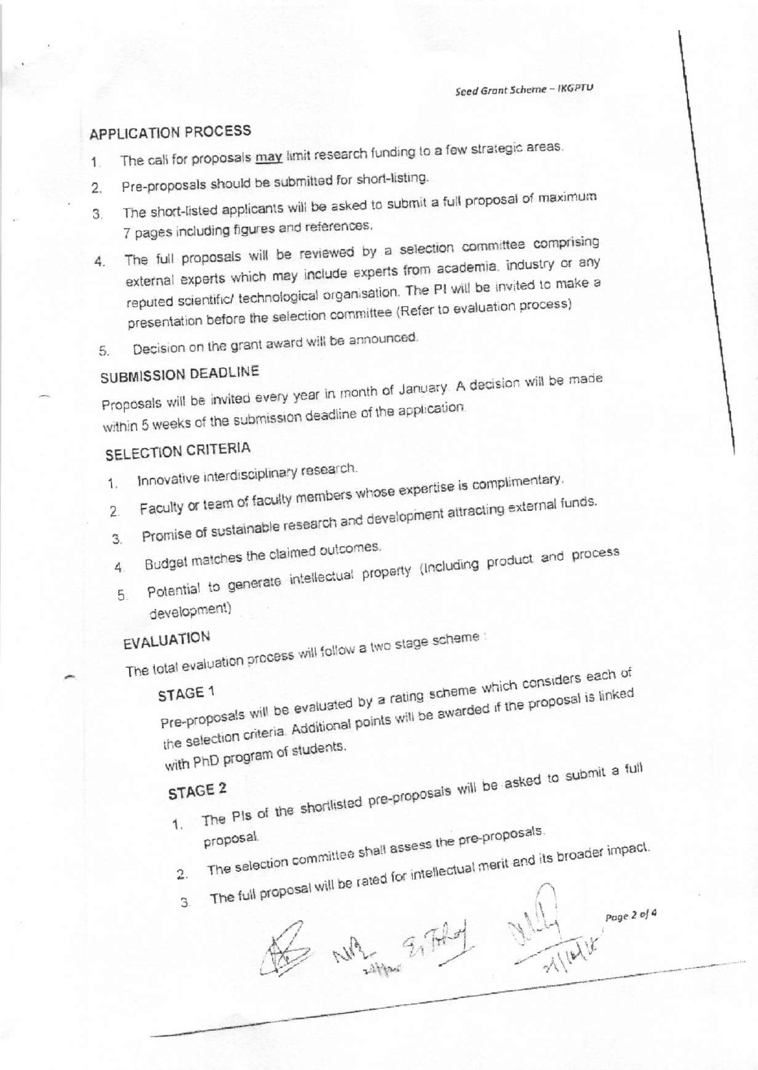## APPLICATION PROCESS

1. The call for proposals <u>may</u> limit research funding to a few strategic areas.
2. Pre-proposals should be submitted for short-listing.
3. The short-listed applicants will be asked to submit a full proposal of maximum 7 pages including figures and references.
4. The full proposals will be reviewed by a selection committee comprising external experts which may include experts from academia, industry or any reputed scientific/ technological organisation. The PI will be invited to make a presentation before the selection committee (Refer to evaluation process)
5. Decision on the grant award will be announced.

## SUBMISSION DEADLINE

Proposals will be invited every year in month of January. A decision will be made within 5 weeks of the submission deadline of the application.

## SELECTION CRITERIA

1. Innovative interdisciplinary research.
2. Faculty or team of faculty members whose expertise is complimentary.
3. Promise of sustainable research and development attracting external funds.
4. Budget matches the claimed outcomes.
5. Potential to generate intellectual property (Including product and process development)

## EVALUATION

The total evaluation process will follow a two stage scheme :

### STAGE 1

Pre-proposals will be evaluated by a rating scheme which considers each of the selection criteria. Additional points will be awarded if the proposal is linked with PhD program of students.

### STAGE 2

1. The PIs of the shortlisted pre-proposals will be asked to submit a full proposal.
2. The selection committee shall assess the pre-proposals.
3. The full proposal will be rated for intellectual merit and its broader impact.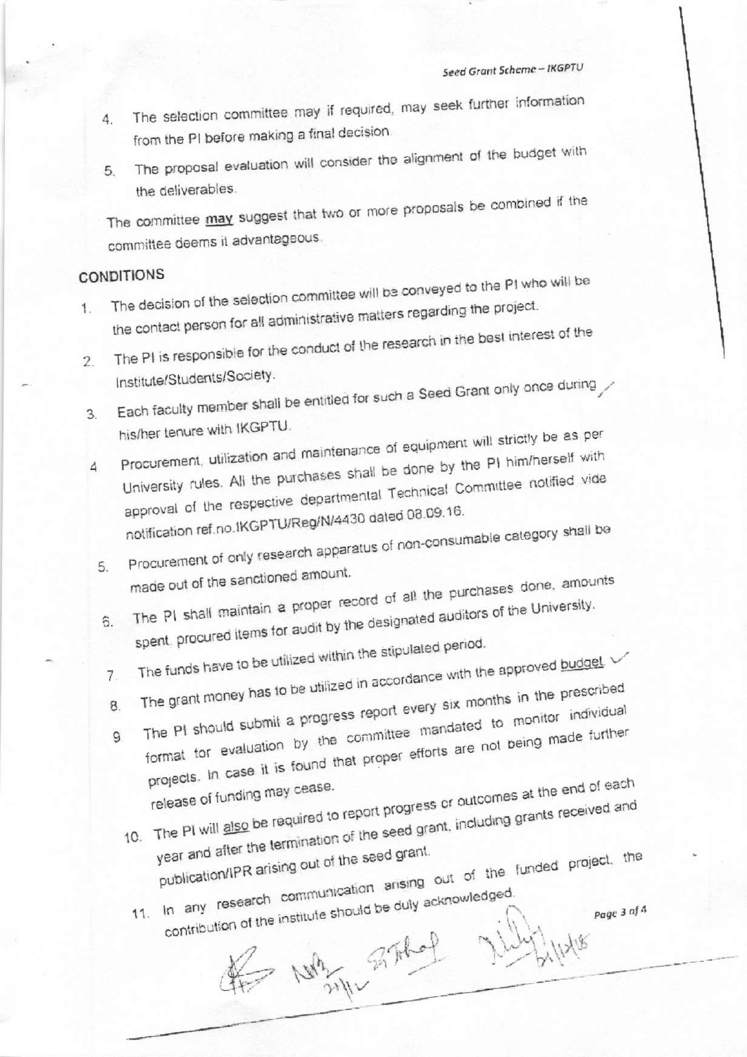4. The selection committee may if required, may seek further information from the PI before making a final decision.
5. The proposal evaluation will consider the alignment of the budget with the deliverables.

The committee **may** suggest that two or more proposals be combined if the committee deems it advantageous.

## CONDITIONS

1. The decision of the selection committee will be conveyed to the PI who will be the contact person for all administrative matters regarding the project.
2. The PI is responsible for the conduct of the research in the best interest of the Institute/Students/Society.
3. Each faculty member shall be entitled for such a Seed Grant only once during his/her tenure with IKGPTU.
4. Procurement, utilization and maintenance of equipment will strictly be as per University rules. All the purchases shall be done by the PI him/herself with approval of the respective departmental Technical Committee notified vide notification ref.no.IKGPTU/Reg/N/4430 dated 08.09.16.
5. Procurement of only research apparatus of non-consumable category shall be made out of the sanctioned amount.
6. The PI shall maintain a proper record of all the purchases done, amounts spent, procured items for audit by the designated auditors of the University.
7. The funds have to be utilized within the stipulated period.
8. The grant money has to be utilized in accordance with the approved budget.
9. The PI should submit a progress report every six months in the prescribed format for evaluation by the committee mandated to monitor individual projects. In case it is found that proper efforts are not being made further release of funding may cease.
10. The PI will also be required to report progress or outcomes at the end of each year and after the termination of the seed grant, including grants received and publication/IPR arising out of the seed grant.
11. In any research communication arising out of the funded project, the contribution of the institute should be duly acknowledged.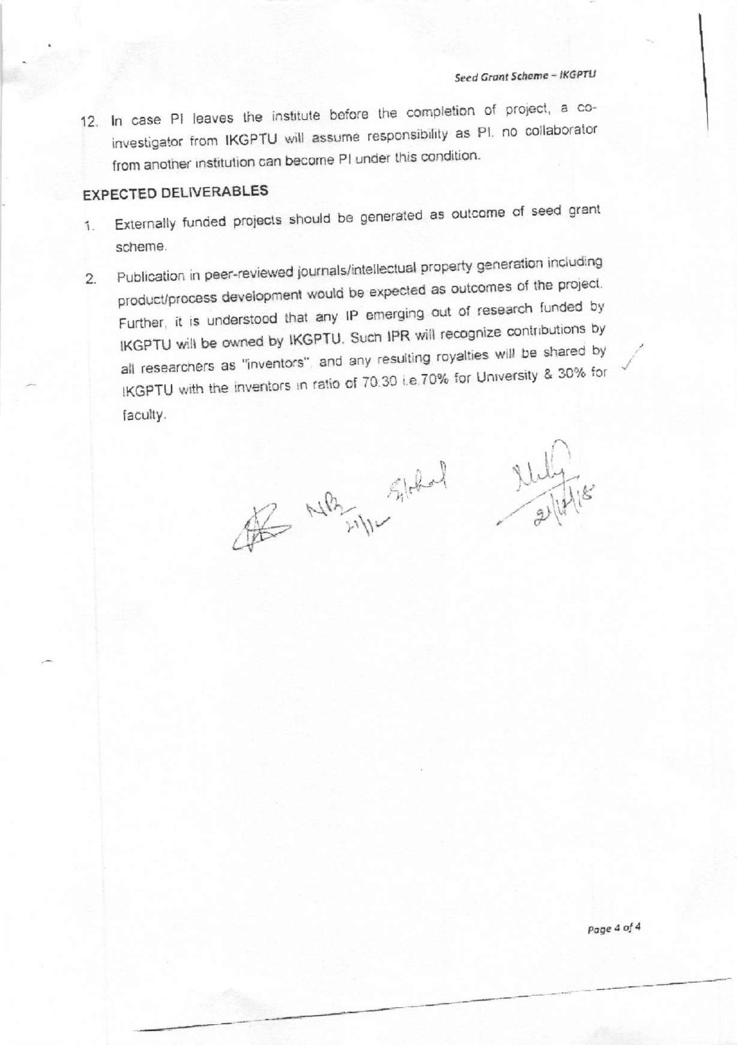12. In case PI leaves the institute before the completion of project, a co-investigator from IKGPTU will assume responsibility as PI. no collaborator from another institution can become PI under this condition.

## EXPECTED DELIVERABLES

1. Externally funded projects should be generated as outcome of seed grant scheme.
2. Publication in peer-reviewed journals/intellectual property generation including product/process development would be expected as outcomes of the project. Further, it is understood that any IP emerging out of research funded by IKGPTU will be owned by IKGPTU. Such IPR will recognize contributions by all researchers as "inventors", and any resulting royalties will be shared by IKGPTU with the inventors in ratio of 70:30 i.e.70% for University & 30% for faculty.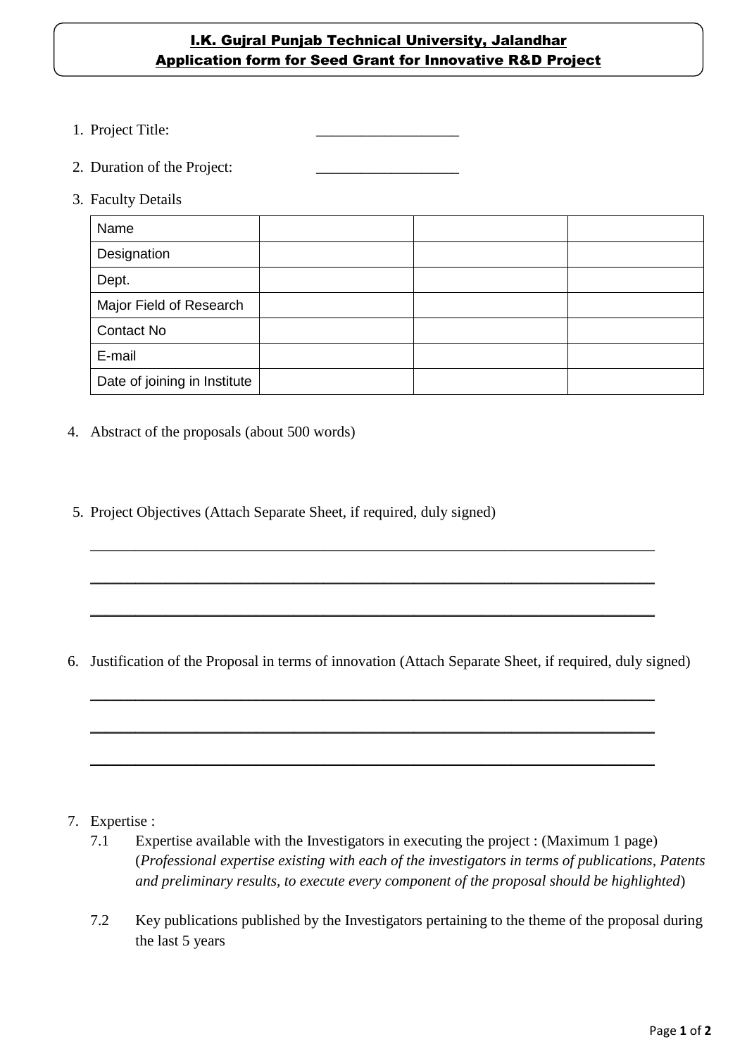**I.K. Gujral Punjab Technical University, Jalandhar**
**Application form for Seed Grant for Innovative R&D Project**

1. Project Title: ___________________

2. Duration of the Project: ___________________

3. Faculty Details

| Name | | | |
|---|---|---|---|
| Designation | | | |
| Dept. | | | |
| Major Field of Research | | | |
| Contact No | | | |
| E-mail | | | |
| Date of joining in Institute | | | |

4. Abstract of the proposals (about 500 words)

5. Project Objectives (Attach Separate Sheet, if required, duly signed)

___________________________________________________________________________

___________________________________________________________________________

___________________________________________________________________________

6. Justification of the Proposal in terms of innovation (Attach Separate Sheet, if required, duly signed)

___________________________________________________________________________

___________________________________________________________________________

___________________________________________________________________________

7. Expertise :

   7.1 Expertise available with the Investigators in executing the project : (Maximum 1 page) (*Professional expertise existing with each of the investigators in terms of publications, Patents and preliminary results, to execute every component of the proposal should be highlighted*)

   7.2 Key publications published by the Investigators pertaining to the theme of the proposal during the last 5 years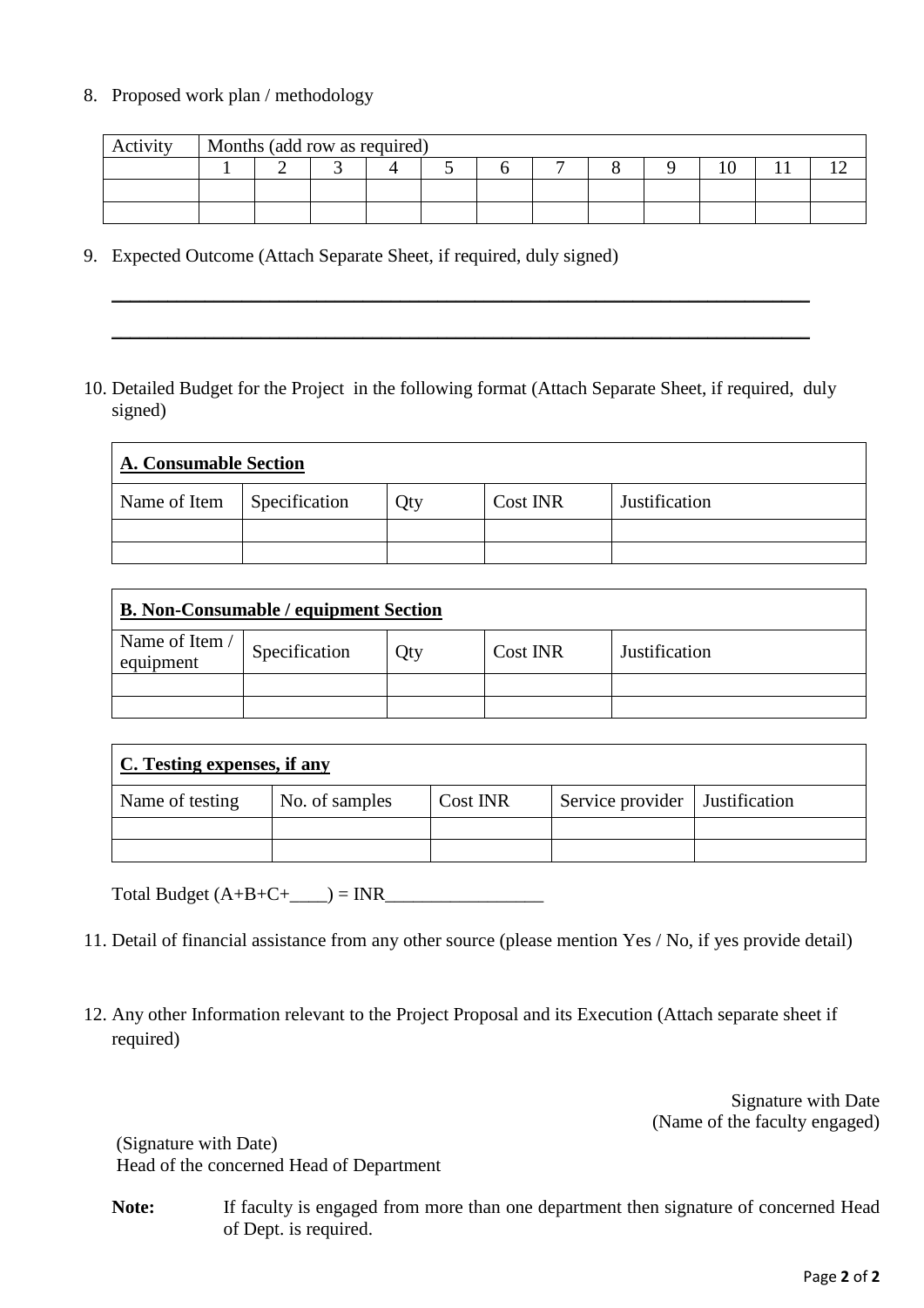8. Proposed work plan / methodology

| Activity | Months (add row as required) | | | | | | | | | | | |
|---|---|---|---|---|---|---|---|---|---|---|---|---|
| | 1 | 2 | 3 | 4 | 5 | 6 | 7 | 8 | 9 | 10 | 11 | 12 |
| | | | | | | | | | | | | |
| | | | | | | | | | | | | |

9. Expected Outcome (Attach Separate Sheet, if required, duly signed)

______________________________________________________________________

______________________________________________________________________

10. Detailed Budget for the Project in the following format (Attach Separate Sheet, if required, duly signed)

| **A. Consumable Section** | | | | |
|---|---|---|---|---|
| Name of Item | Specification | Qty | Cost INR | Justification |
| | | | | |
| | | | | |

| **B. Non-Consumable / equipment Section** | | | | |
|---|---|---|---|---|
| Name of Item / equipment | Specification | Qty | Cost INR | Justification |
| | | | | |
| | | | | |

| **C. Testing expenses, if any** | | | | |
|---|---|---|---|---|
| Name of testing | No. of samples | Cost INR | Service provider | Justification |
| | | | | |
| | | | | |

Total Budget (A+B+C+____) = INR_________________

11. Detail of financial assistance from any other source (please mention Yes / No, if yes provide detail)

12. Any other Information relevant to the Project Proposal and its Execution (Attach separate sheet if required)

Signature with Date
(Name of the faculty engaged)

(Signature with Date)
Head of the concerned Head of Department

**Note:** If faculty is engaged from more than one department then signature of concerned Head of Dept. is required.